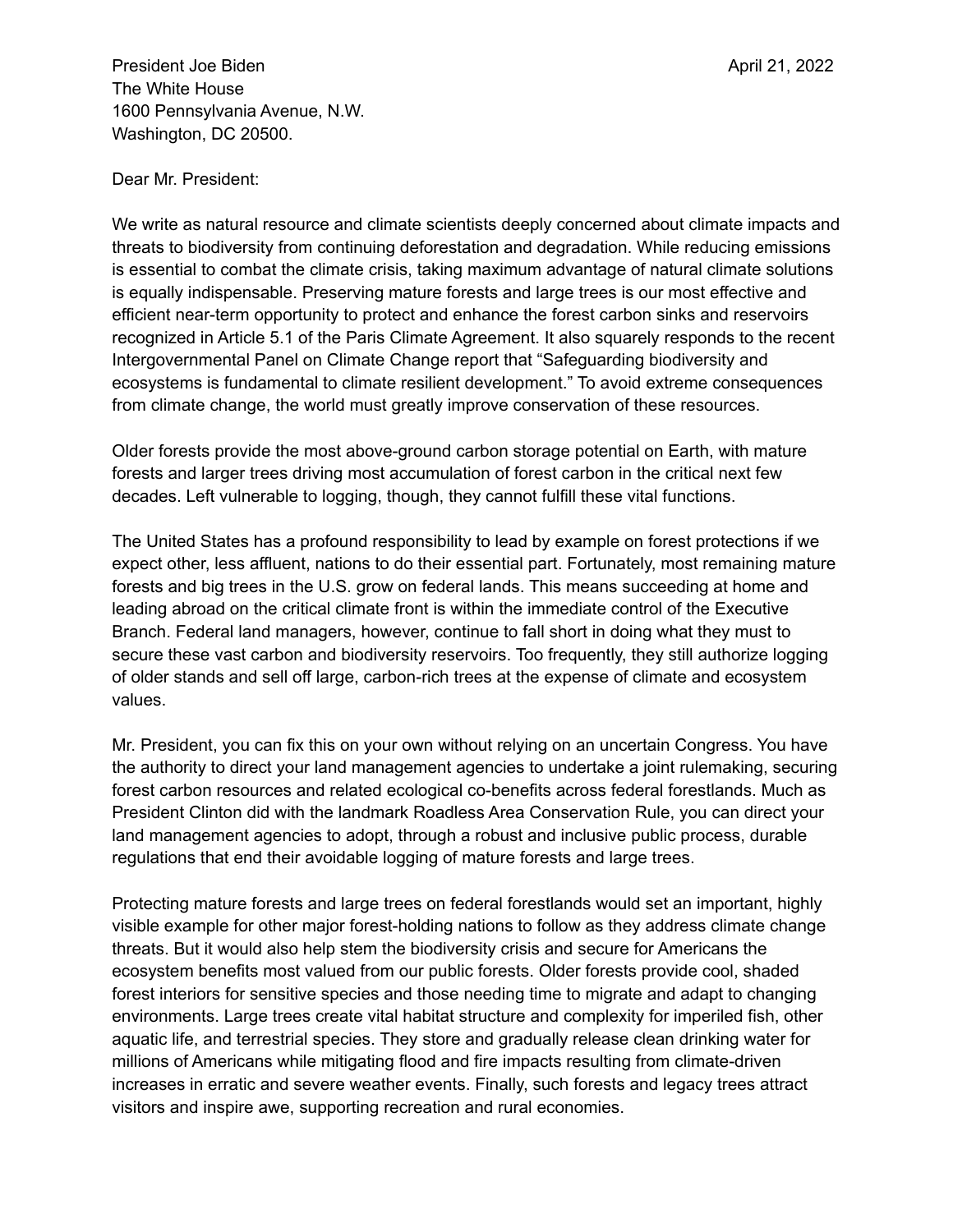President Joe Biden
The White House
1600 Pennsylvania Avenue, N.W.
Washington, DC 20500.

April 21, 2022

Dear Mr. President:

We write as natural resource and climate scientists deeply concerned about climate impacts and threats to biodiversity from continuing deforestation and degradation. While reducing emissions is essential to combat the climate crisis, taking maximum advantage of natural climate solutions is equally indispensable. Preserving mature forests and large trees is our most effective and efficient near-term opportunity to protect and enhance the forest carbon sinks and reservoirs recognized in Article 5.1 of the Paris Climate Agreement. It also squarely responds to the recent Intergovernmental Panel on Climate Change report that "Safeguarding biodiversity and ecosystems is fundamental to climate resilient development." To avoid extreme consequences from climate change, the world must greatly improve conservation of these resources.

Older forests provide the most above-ground carbon storage potential on Earth, with mature forests and larger trees driving most accumulation of forest carbon in the critical next few decades. Left vulnerable to logging, though, they cannot fulfill these vital functions.

The United States has a profound responsibility to lead by example on forest protections if we expect other, less affluent, nations to do their essential part. Fortunately, most remaining mature forests and big trees in the U.S. grow on federal lands. This means succeeding at home and leading abroad on the critical climate front is within the immediate control of the Executive Branch. Federal land managers, however, continue to fall short in doing what they must to secure these vast carbon and biodiversity reservoirs. Too frequently, they still authorize logging of older stands and sell off large, carbon-rich trees at the expense of climate and ecosystem values.

Mr. President, you can fix this on your own without relying on an uncertain Congress. You have the authority to direct your land management agencies to undertake a joint rulemaking, securing forest carbon resources and related ecological co-benefits across federal forestlands. Much as President Clinton did with the landmark Roadless Area Conservation Rule, you can direct your land management agencies to adopt, through a robust and inclusive public process, durable regulations that end their avoidable logging of mature forests and large trees.

Protecting mature forests and large trees on federal forestlands would set an important, highly visible example for other major forest-holding nations to follow as they address climate change threats. But it would also help stem the biodiversity crisis and secure for Americans the ecosystem benefits most valued from our public forests. Older forests provide cool, shaded forest interiors for sensitive species and those needing time to migrate and adapt to changing environments. Large trees create vital habitat structure and complexity for imperiled fish, other aquatic life, and terrestrial species. They store and gradually release clean drinking water for millions of Americans while mitigating flood and fire impacts resulting from climate-driven increases in erratic and severe weather events. Finally, such forests and legacy trees attract visitors and inspire awe, supporting recreation and rural economies.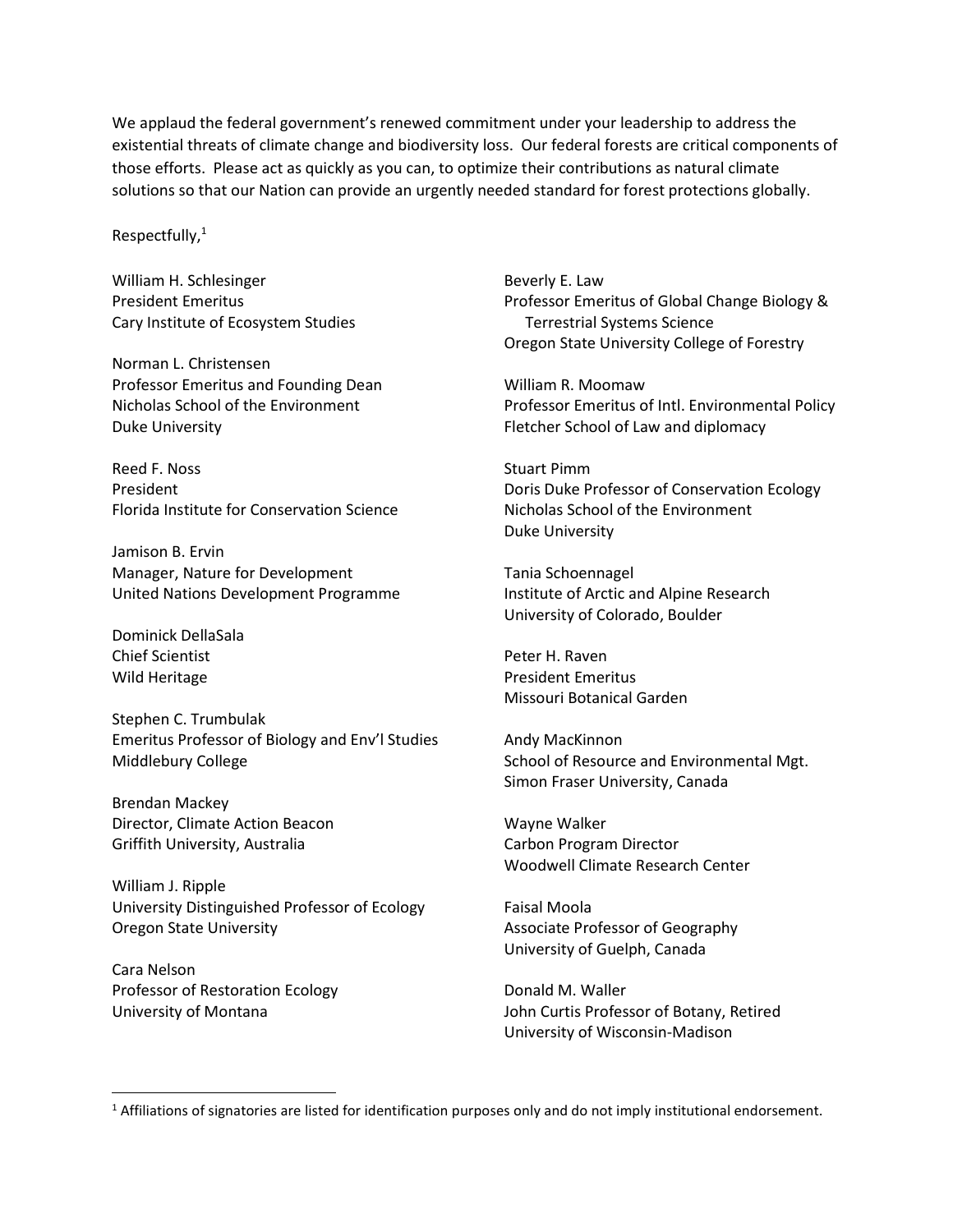We applaud the federal government's renewed commitment under your leadership to address the existential threats of climate change and biodiversity loss. Our federal forests are critical components of those efforts. Please act as quickly as you can, to optimize their contributions as natural climate solutions so that our Nation can provide an urgently needed standard for forest protections globally.

Respectfully,[1]

William H. Schlesinger
President Emeritus
Cary Institute of Ecosystem Studies

Norman L. Christensen
Professor Emeritus and Founding Dean
Nicholas School of the Environment
Duke University

Reed F. Noss
President
Florida Institute for Conservation Science

Jamison B. Ervin
Manager, Nature for Development
United Nations Development Programme

Dominick DellaSala
Chief Scientist
Wild Heritage

Stephen C. Trumbulak
Emeritus Professor of Biology and Env'l Studies
Middlebury College

Brendan Mackey
Director, Climate Action Beacon
Griffith University, Australia

William J. Ripple
University Distinguished Professor of Ecology
Oregon State University

Cara Nelson
Professor of Restoration Ecology
University of Montana

Beverly E. Law
Professor Emeritus of Global Change Biology & Terrestrial Systems Science
Oregon State University College of Forestry

William R. Moomaw
Professor Emeritus of Intl. Environmental Policy
Fletcher School of Law and diplomacy

Stuart Pimm
Doris Duke Professor of Conservation Ecology
Nicholas School of the Environment
Duke University

Tania Schoennagel
Institute of Arctic and Alpine Research
University of Colorado, Boulder

Peter H. Raven
President Emeritus
Missouri Botanical Garden

Andy MacKinnon
School of Resource and Environmental Mgt.
Simon Fraser University, Canada

Wayne Walker
Carbon Program Director
Woodwell Climate Research Center

Faisal Moola
Associate Professor of Geography
University of Guelph, Canada

Donald M. Waller
John Curtis Professor of Botany, Retired
University of Wisconsin-Madison

[1] Affiliations of signatories are listed for identification purposes only and do not imply institutional endorsement.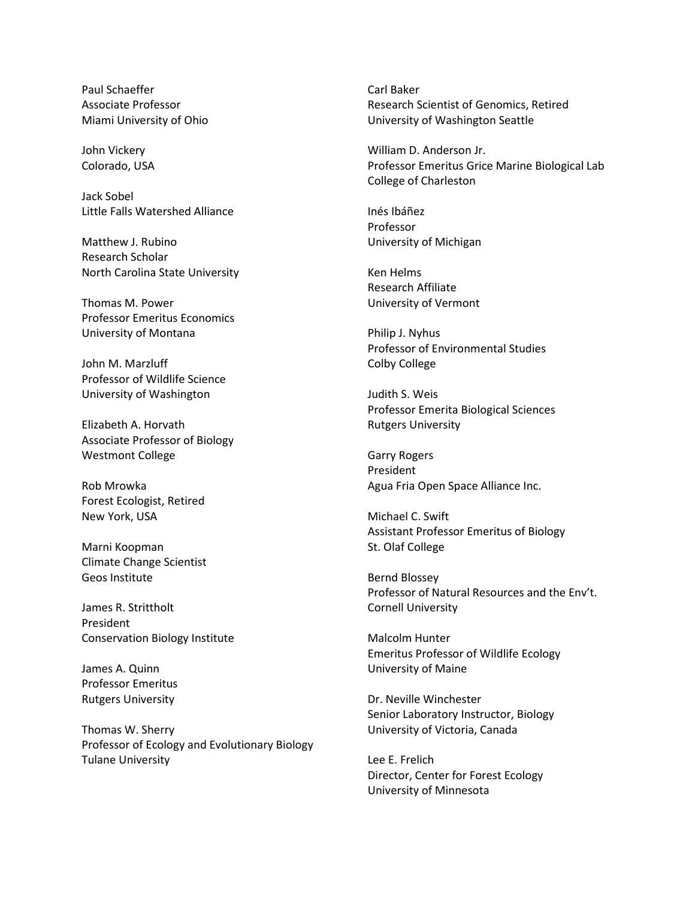Paul Schaeffer
Associate Professor
Miami University of Ohio

John Vickery
Colorado, USA

Jack Sobel
Little Falls Watershed Alliance

Matthew J. Rubino
Research Scholar
North Carolina State University

Thomas M. Power
Professor Emeritus Economics
University of Montana

John M. Marzluff
Professor of Wildlife Science
University of Washington

Elizabeth A. Horvath
Associate Professor of Biology
Westmont College

Rob Mrowka
Forest Ecologist, Retired
New York, USA

Marni Koopman
Climate Change Scientist
Geos Institute

James R. Strittholt
President
Conservation Biology Institute

James A. Quinn
Professor Emeritus
Rutgers University

Thomas W. Sherry
Professor of Ecology and Evolutionary Biology
Tulane University

Carl Baker
Research Scientist of Genomics, Retired
University of Washington Seattle

William D. Anderson Jr.
Professor Emeritus Grice Marine Biological Lab
College of Charleston

Inés Ibáñez
Professor
University of Michigan

Ken Helms
Research Affiliate
University of Vermont

Philip J. Nyhus
Professor of Environmental Studies
Colby College

Judith S. Weis
Professor Emerita Biological Sciences
Rutgers University

Garry Rogers
President
Agua Fria Open Space Alliance Inc.

Michael C. Swift
Assistant Professor Emeritus of Biology
St. Olaf College

Bernd Blossey
Professor of Natural Resources and the Env't.
Cornell University

Malcolm Hunter
Emeritus Professor of Wildlife Ecology
University of Maine

Dr. Neville Winchester
Senior Laboratory Instructor, Biology
University of Victoria, Canada

Lee E. Frelich
Director, Center for Forest Ecology
University of Minnesota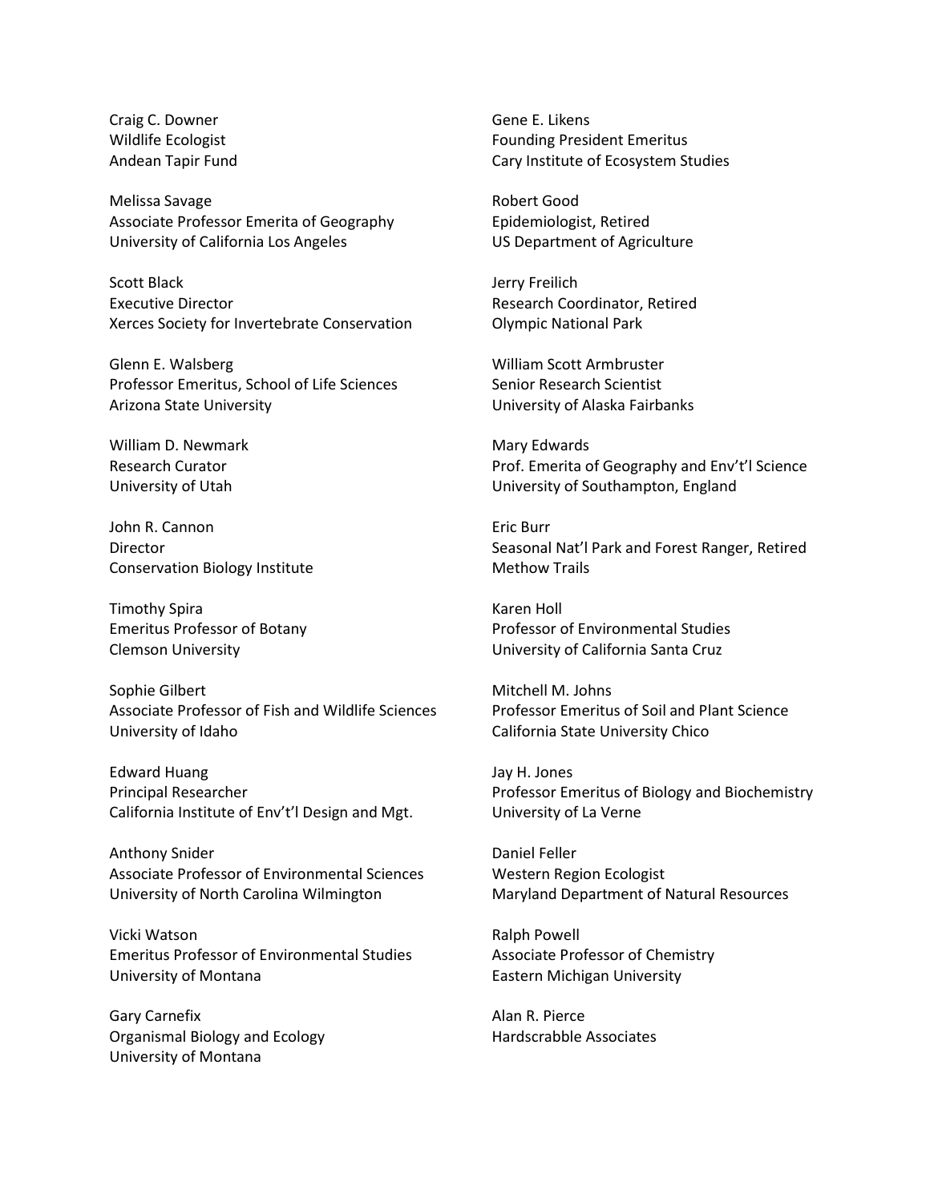Craig C. Downer
Wildlife Ecologist
Andean Tapir Fund

Melissa Savage
Associate Professor Emerita of Geography
University of California Los Angeles

Scott Black
Executive Director
Xerces Society for Invertebrate Conservation

Glenn E. Walsberg
Professor Emeritus, School of Life Sciences
Arizona State University

William D. Newmark
Research Curator
University of Utah

John R. Cannon
Director
Conservation Biology Institute

Timothy Spira
Emeritus Professor of Botany
Clemson University

Sophie Gilbert
Associate Professor of Fish and Wildlife Sciences
University of Idaho

Edward Huang
Principal Researcher
California Institute of Env't'l Design and Mgt.

Anthony Snider
Associate Professor of Environmental Sciences
University of North Carolina Wilmington

Vicki Watson
Emeritus Professor of Environmental Studies
University of Montana

Gary Carnefix
Organismal Biology and Ecology
University of Montana

Gene E. Likens
Founding President Emeritus
Cary Institute of Ecosystem Studies

Robert Good
Epidemiologist, Retired
US Department of Agriculture

Jerry Freilich
Research Coordinator, Retired
Olympic National Park

William Scott Armbruster
Senior Research Scientist
University of Alaska Fairbanks

Mary Edwards
Prof. Emerita of Geography and Env't'l Science
University of Southampton, England

Eric Burr
Seasonal Nat'l Park and Forest Ranger, Retired
Methow Trails

Karen Holl
Professor of Environmental Studies
University of California Santa Cruz

Mitchell M. Johns
Professor Emeritus of Soil and Plant Science
California State University Chico

Jay H. Jones
Professor Emeritus of Biology and Biochemistry
University of La Verne

Daniel Feller
Western Region Ecologist
Maryland Department of Natural Resources

Ralph Powell
Associate Professor of Chemistry
Eastern Michigan University

Alan R. Pierce
Hardscrabble Associates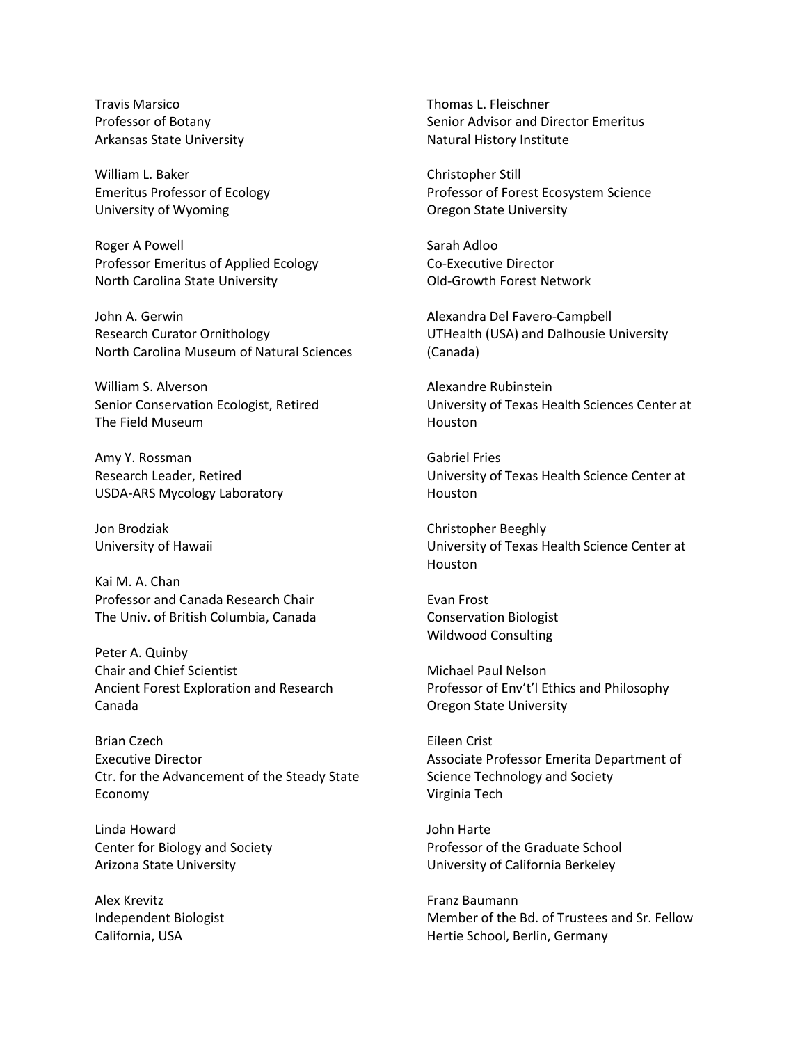Travis Marsico
Professor of Botany
Arkansas State University

William L. Baker
Emeritus Professor of Ecology
University of Wyoming

Roger A Powell
Professor Emeritus of Applied Ecology
North Carolina State University

John A. Gerwin
Research Curator Ornithology
North Carolina Museum of Natural Sciences

William S. Alverson
Senior Conservation Ecologist, Retired
The Field Museum

Amy Y. Rossman
Research Leader, Retired
USDA-ARS Mycology Laboratory

Jon Brodziak
University of Hawaii

Kai M. A. Chan
Professor and Canada Research Chair
The Univ. of British Columbia, Canada

Peter A. Quinby
Chair and Chief Scientist
Ancient Forest Exploration and Research
Canada

Brian Czech
Executive Director
Ctr. for the Advancement of the Steady State Economy

Linda Howard
Center for Biology and Society
Arizona State University

Alex Krevitz
Independent Biologist
California, USA

Thomas L. Fleischner
Senior Advisor and Director Emeritus
Natural History Institute

Christopher Still
Professor of Forest Ecosystem Science
Oregon State University

Sarah Adloo
Co-Executive Director
Old-Growth Forest Network

Alexandra Del Favero-Campbell
UTHealth (USA) and Dalhousie University (Canada)

Alexandre Rubinstein
University of Texas Health Sciences Center at Houston

Gabriel Fries
University of Texas Health Science Center at Houston

Christopher Beeghly
University of Texas Health Science Center at Houston

Evan Frost
Conservation Biologist
Wildwood Consulting

Michael Paul Nelson
Professor of Env't'l Ethics and Philosophy
Oregon State University

Eileen Crist
Associate Professor Emerita Department of Science Technology and Society
Virginia Tech

John Harte
Professor of the Graduate School
University of California Berkeley

Franz Baumann
Member of the Bd. of Trustees and Sr. Fellow
Hertie School, Berlin, Germany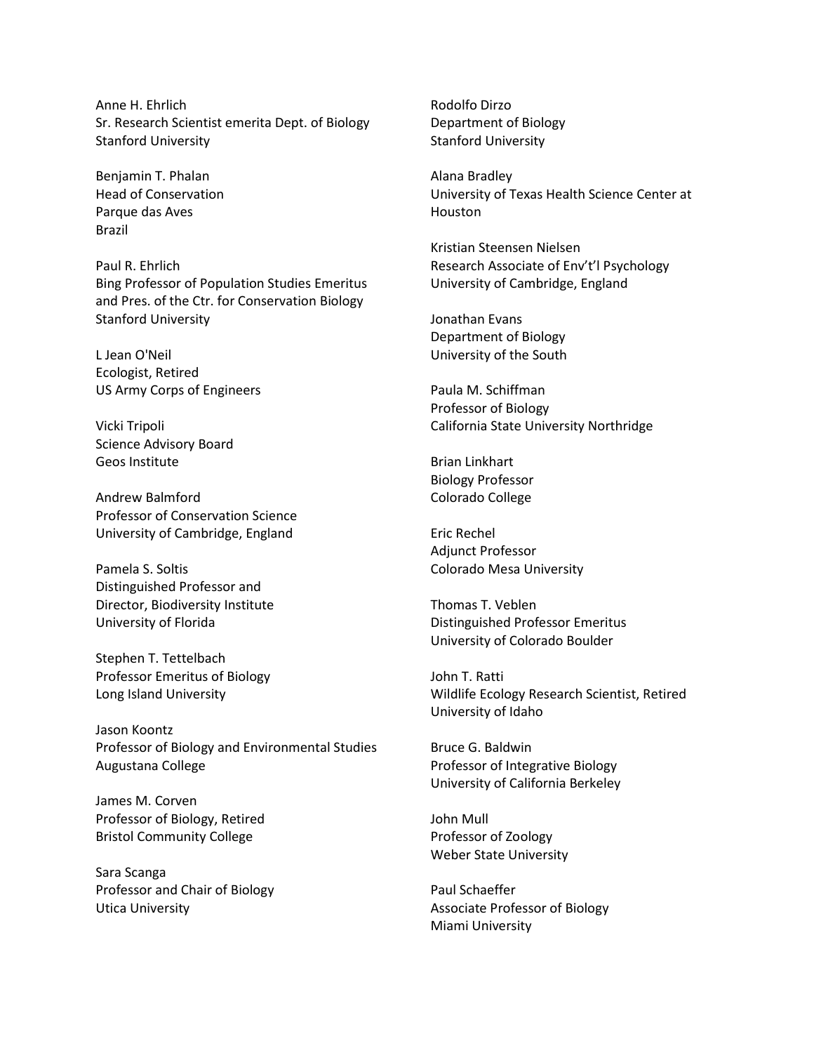Anne H. Ehrlich  
Sr. Research Scientist emerita Dept. of Biology  
Stanford University

Benjamin T. Phalan  
Head of Conservation  
Parque das Aves  
Brazil

Paul R. Ehrlich  
Bing Professor of Population Studies Emeritus and Pres. of the Ctr. for Conservation Biology  
Stanford University

L Jean O'Neil  
Ecologist, Retired  
US Army Corps of Engineers

Vicki Tripoli  
Science Advisory Board  
Geos Institute

Andrew Balmford  
Professor of Conservation Science  
University of Cambridge, England

Pamela S. Soltis  
Distinguished Professor and  
Director, Biodiversity Institute  
University of Florida

Stephen T. Tettelbach  
Professor Emeritus of Biology  
Long Island University

Jason Koontz  
Professor of Biology and Environmental Studies  
Augustana College

James M. Corven  
Professor of Biology, Retired  
Bristol Community College

Sara Scanga  
Professor and Chair of Biology  
Utica University

Rodolfo Dirzo  
Department of Biology  
Stanford University

Alana Bradley  
University of Texas Health Science Center at Houston

Kristian Steensen Nielsen  
Research Associate of Env’t’l Psychology  
University of Cambridge, England

Jonathan Evans  
Department of Biology  
University of the South

Paula M. Schiffman  
Professor of Biology  
California State University Northridge

Brian Linkhart  
Biology Professor  
Colorado College

Eric Rechel  
Adjunct Professor  
Colorado Mesa University

Thomas T. Veblen  
Distinguished Professor Emeritus  
University of Colorado Boulder

John T. Ratti  
Wildlife Ecology Research Scientist, Retired  
University of Idaho

Bruce G. Baldwin  
Professor of Integrative Biology  
University of California Berkeley

John Mull  
Professor of Zoology  
Weber State University

Paul Schaeffer  
Associate Professor of Biology  
Miami University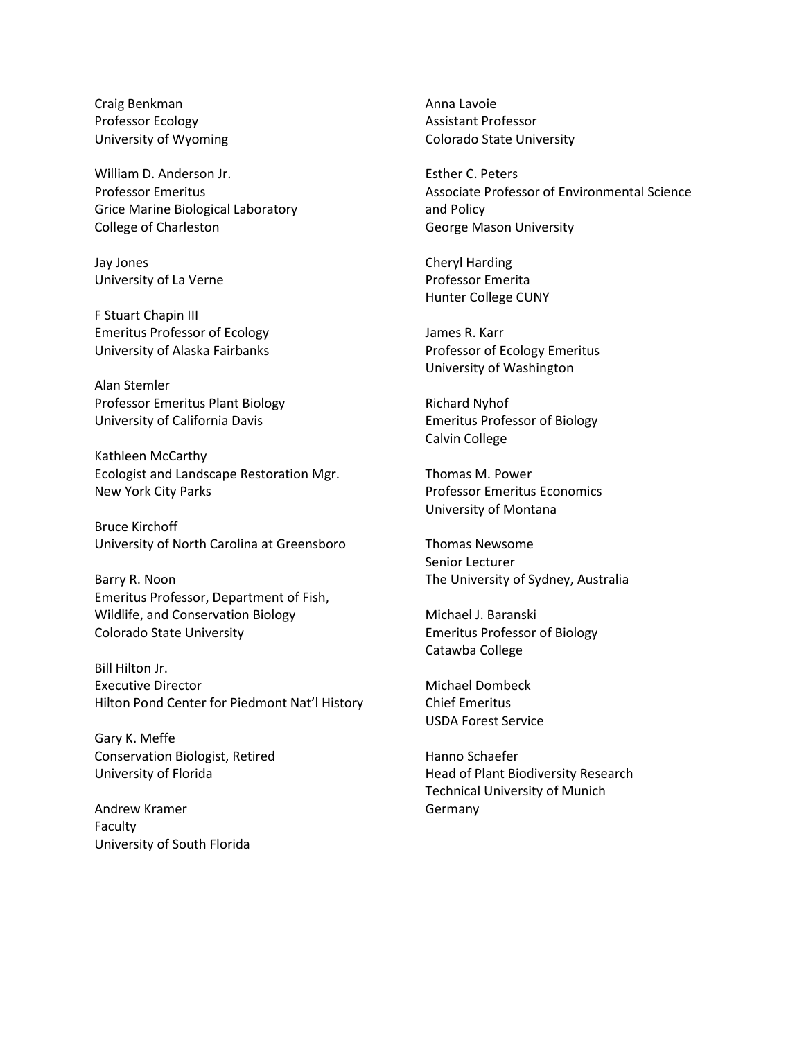Craig Benkman
Professor Ecology
University of Wyoming

William D. Anderson Jr.
Professor Emeritus
Grice Marine Biological Laboratory
College of Charleston

Jay Jones
University of La Verne

F Stuart Chapin III
Emeritus Professor of Ecology
University of Alaska Fairbanks

Alan Stemler
Professor Emeritus Plant Biology
University of California Davis

Kathleen McCarthy
Ecologist and Landscape Restoration Mgr.
New York City Parks

Bruce Kirchoff
University of North Carolina at Greensboro

Barry R. Noon
Emeritus Professor, Department of Fish, Wildlife, and Conservation Biology
Colorado State University

Bill Hilton Jr.
Executive Director
Hilton Pond Center for Piedmont Nat'l History

Gary K. Meffe
Conservation Biologist, Retired
University of Florida

Andrew Kramer
Faculty
University of South Florida

Anna Lavoie
Assistant Professor
Colorado State University

Esther C. Peters
Associate Professor of Environmental Science and Policy
George Mason University

Cheryl Harding
Professor Emerita
Hunter College CUNY

James R. Karr
Professor of Ecology Emeritus
University of Washington

Richard Nyhof
Emeritus Professor of Biology
Calvin College

Thomas M. Power
Professor Emeritus Economics
University of Montana

Thomas Newsome
Senior Lecturer
The University of Sydney, Australia

Michael J. Baranski
Emeritus Professor of Biology
Catawba College

Michael Dombeck
Chief Emeritus
USDA Forest Service

Hanno Schaefer
Head of Plant Biodiversity Research
Technical University of Munich
Germany